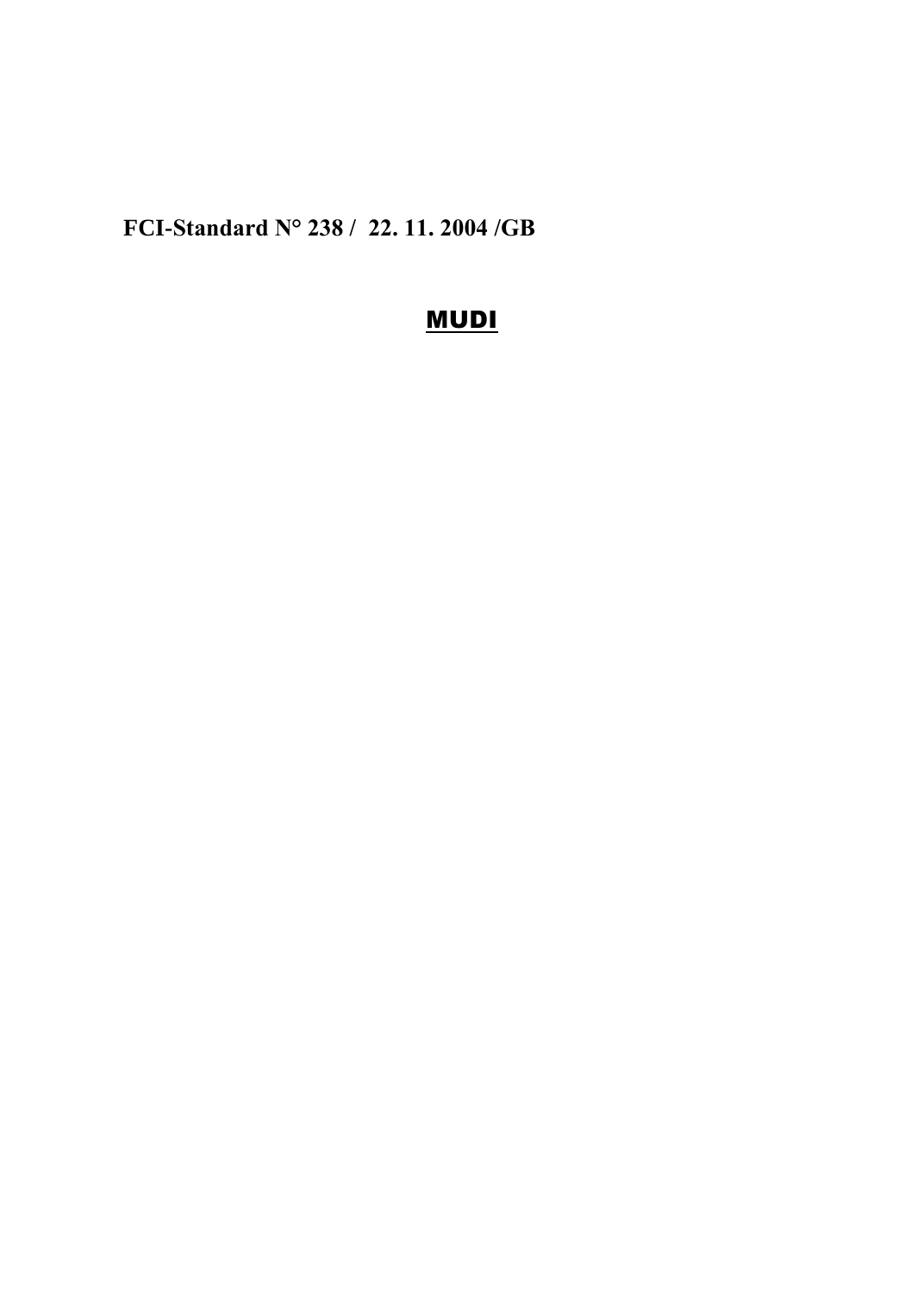**FCI-Standard N° 238 / 22. 11. 2004 /GB**

# MUDI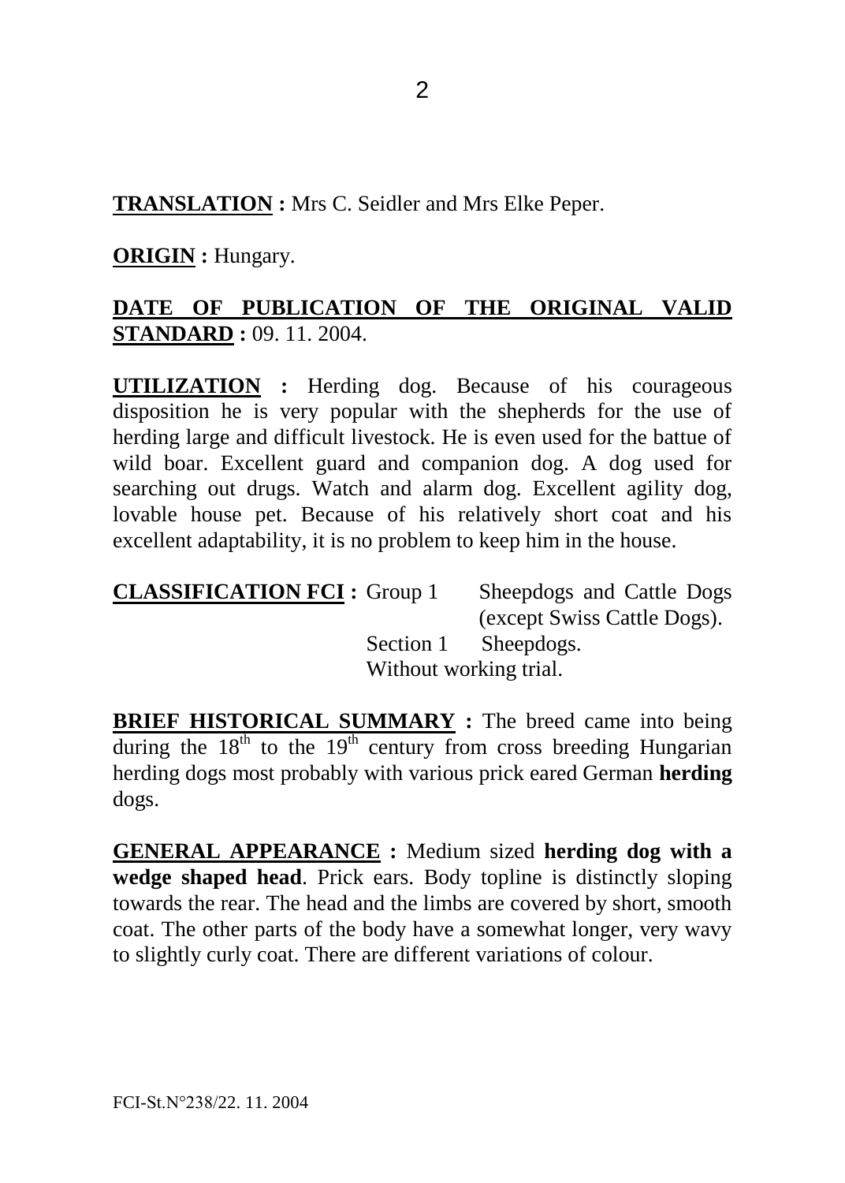**TRANSLATION :** Mrs C. Seidler and Mrs Elke Peper.

**ORIGIN :** Hungary.

**DATE OF PUBLICATION OF THE ORIGINAL VALID STANDARD :** 09. 11. 2004.

**UTILIZATION :** Herding dog. Because of his courageous disposition he is very popular with the shepherds for the use of herding large and difficult livestock. He is even used for the battue of wild boar. Excellent guard and companion dog. A dog used for searching out drugs. Watch and alarm dog. Excellent agility dog, lovable house pet. Because of his relatively short coat and his excellent adaptability, it is no problem to keep him in the house.

**CLASSIFICATION FCI :** Group 1 Sheepdogs and Cattle Dogs (except Swiss Cattle Dogs).
Section 1 Sheepdogs.
Without working trial.

**BRIEF HISTORICAL SUMMARY :** The breed came into being during the 18th to the 19th century from cross breeding Hungarian herding dogs most probably with various prick eared German **herding** dogs.

**GENERAL APPEARANCE :** Medium sized **herding dog with a wedge shaped head**. Prick ears. Body topline is distinctly sloping towards the rear. The head and the limbs are covered by short, smooth coat. The other parts of the body have a somewhat longer, very wavy to slightly curly coat. There are different variations of colour.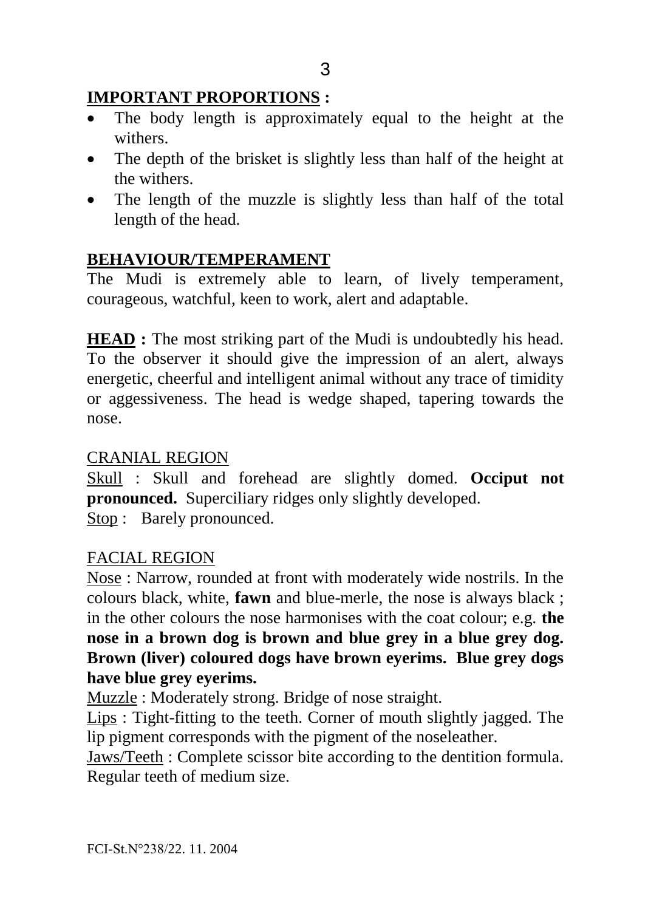## IMPORTANT PROPORTIONS :

- The body length is approximately equal to the height at the withers.
- The depth of the brisket is slightly less than half of the height at the withers.
- The length of the muzzle is slightly less than half of the total length of the head.

## BEHAVIOUR/TEMPERAMENT

The Mudi is extremely able to learn, of lively temperament, courageous, watchful, keen to work, alert and adaptable.

**HEAD :** The most striking part of the Mudi is undoubtedly his head. To the observer it should give the impression of an alert, always energetic, cheerful and intelligent animal without any trace of timidity or aggessiveness. The head is wedge shaped, tapering towards the nose.

CRANIAL REGION

Skull : Skull and forehead are slightly domed. **Occiput not pronounced.** Superciliary ridges only slightly developed.
Stop : Barely pronounced.

FACIAL REGION

Nose : Narrow, rounded at front with moderately wide nostrils. In the colours black, white, **fawn** and blue-merle, the nose is always black ; in the other colours the nose harmonises with the coat colour; e.g. **the nose in a brown dog is brown and blue grey in a blue grey dog. Brown (liver) coloured dogs have brown eyerims. Blue grey dogs have blue grey eyerims.**

Muzzle : Moderately strong. Bridge of nose straight.

Lips : Tight-fitting to the teeth. Corner of mouth slightly jagged. The lip pigment corresponds with the pigment of the noseleather.

Jaws/Teeth : Complete scissor bite according to the dentition formula. Regular teeth of medium size.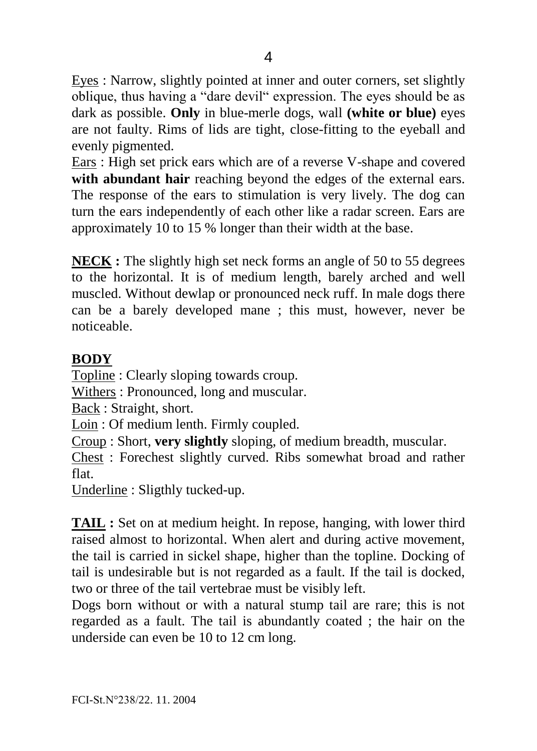Eyes : Narrow, slightly pointed at inner and outer corners, set slightly oblique, thus having a "dare devil" expression. The eyes should be as dark as possible. **Only** in blue-merle dogs, wall **(white or blue)** eyes are not faulty. Rims of lids are tight, close-fitting to the eyeball and evenly pigmented.

Ears : High set prick ears which are of a reverse V-shape and covered **with abundant hair** reaching beyond the edges of the external ears. The response of the ears to stimulation is very lively. The dog can turn the ears independently of each other like a radar screen. Ears are approximately 10 to 15 % longer than their width at the base.

**NECK :** The slightly high set neck forms an angle of 50 to 55 degrees to the horizontal. It is of medium length, barely arched and well muscled. Without dewlap or pronounced neck ruff. In male dogs there can be a barely developed mane ; this must, however, never be noticeable.

## BODY

Topline : Clearly sloping towards croup.

Withers : Pronounced, long and muscular.

Back : Straight, short.

Loin : Of medium lenth. Firmly coupled.

Croup : Short, **very slightly** sloping, of medium breadth, muscular.

Chest : Forechest slightly curved. Ribs somewhat broad and rather flat.

Underline : Sligthly tucked-up.

**TAIL :** Set on at medium height. In repose, hanging, with lower third raised almost to horizontal. When alert and during active movement, the tail is carried in sickel shape, higher than the topline. Docking of tail is undesirable but is not regarded as a fault. If the tail is docked, two or three of the tail vertebrae must be visibly left.

Dogs born without or with a natural stump tail are rare; this is not regarded as a fault. The tail is abundantly coated ; the hair on the underside can even be 10 to 12 cm long.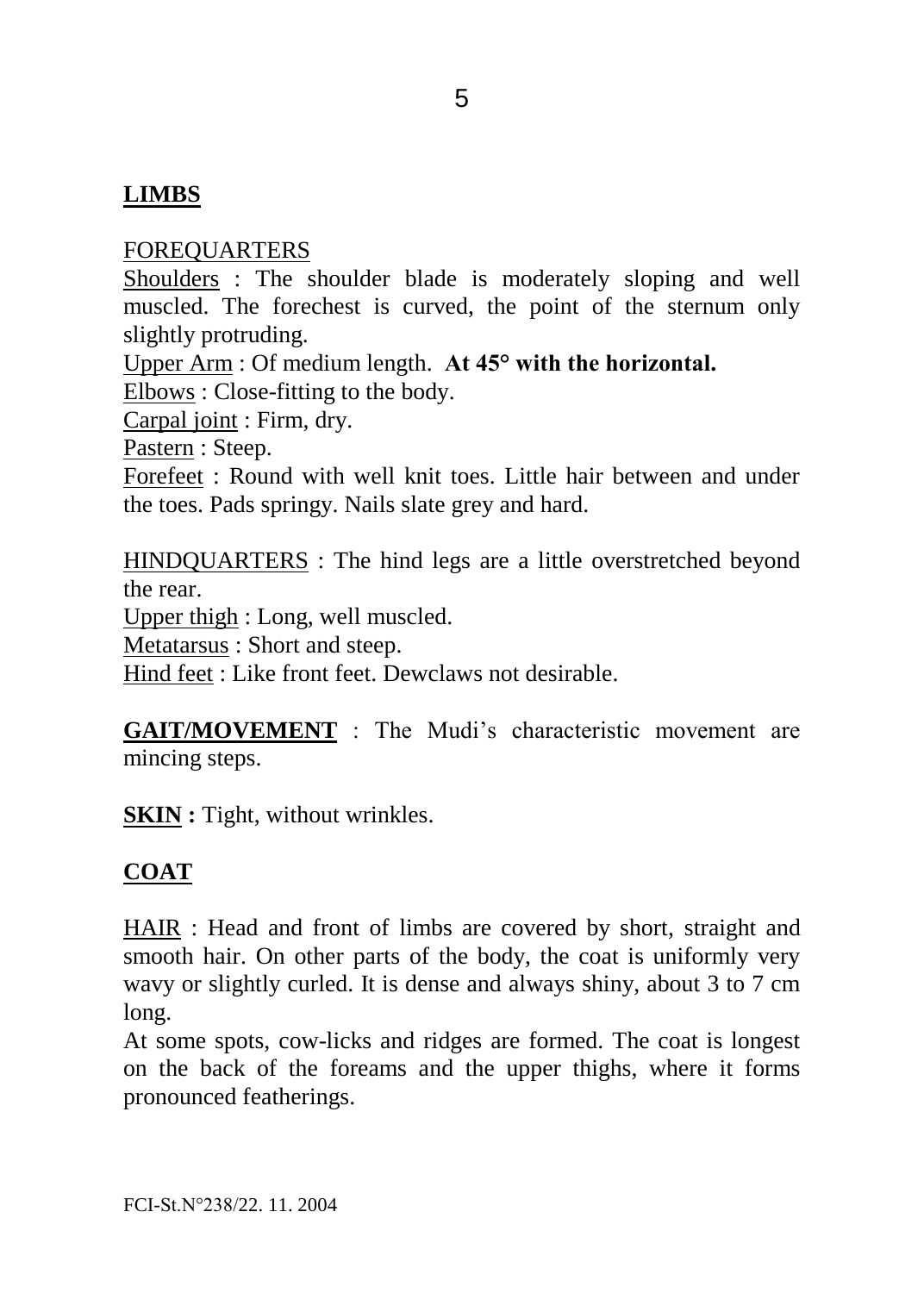## LIMBS

FOREQUARTERS

Shoulders : The shoulder blade is moderately sloping and well muscled. The forechest is curved, the point of the sternum only slightly protruding.

Upper Arm : Of medium length. **At 45° with the horizontal.**

Elbows : Close-fitting to the body.

Carpal joint : Firm, dry.

Pastern : Steep.

Forefeet : Round with well knit toes. Little hair between and under the toes. Pads springy. Nails slate grey and hard.

HINDQUARTERS : The hind legs are a little overstretched beyond the rear.

Upper thigh : Long, well muscled.

Metatarsus : Short and steep.

Hind feet : Like front feet. Dewclaws not desirable.

**GAIT/MOVEMENT** : The Mudi's characteristic movement are mincing steps.

**SKIN :** Tight, without wrinkles.

## COAT

HAIR : Head and front of limbs are covered by short, straight and smooth hair. On other parts of the body, the coat is uniformly very wavy or slightly curled. It is dense and always shiny, about 3 to 7 cm long.

At some spots, cow-licks and ridges are formed. The coat is longest on the back of the foreams and the upper thighs, where it forms pronounced featherings.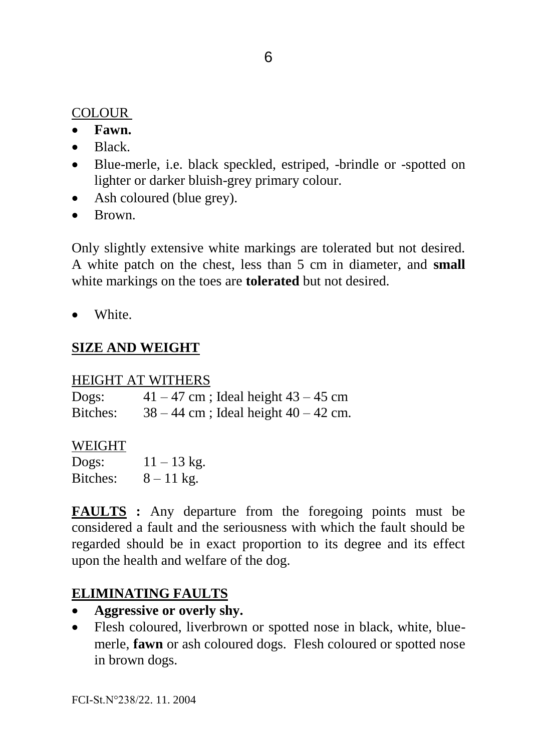COLOUR

- **Fawn.**
- Black.
- Blue-merle, i.e. black speckled, estriped, -brindle or -spotted on lighter or darker bluish-grey primary colour.
- Ash coloured (blue grey).
- Brown.

Only slightly extensive white markings are tolerated but not desired. A white patch on the chest, less than 5 cm in diameter, and **small** white markings on the toes are **tolerated** but not desired.

- White.

## SIZE AND WEIGHT

HEIGHT AT WITHERS

| | |
|---|---|
| Dogs: | 41 – 47 cm ; Ideal height 43 – 45 cm |
| Bitches: | 38 – 44 cm ; Ideal height 40 – 42 cm. |

WEIGHT

| | |
|---|---|
| Dogs: | 11 – 13 kg. |
| Bitches: | 8 – 11 kg. |

**FAULTS :** Any departure from the foregoing points must be considered a fault and the seriousness with which the fault should be regarded should be in exact proportion to its degree and its effect upon the health and welfare of the dog.

## ELIMINATING FAULTS

- **Aggressive or overly shy.**
- Flesh coloured, liverbrown or spotted nose in black, white, blue-merle, **fawn** or ash coloured dogs. Flesh coloured or spotted nose in brown dogs.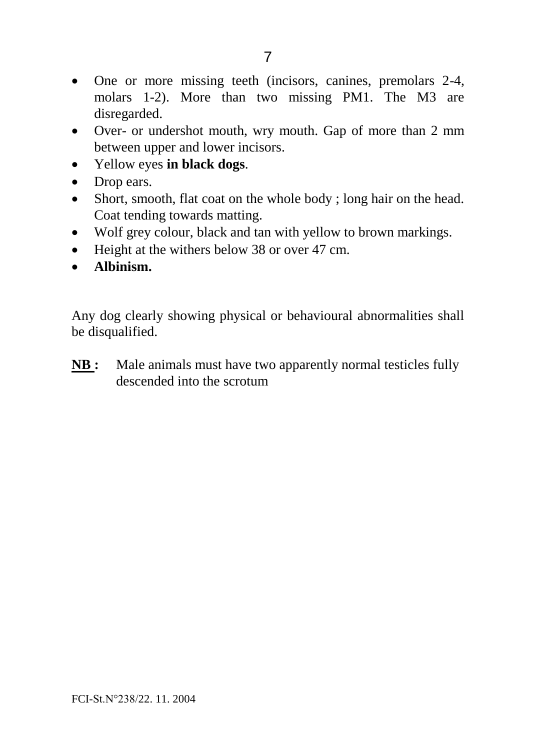- One or more missing teeth (incisors, canines, premolars 2-4, molars 1-2). More than two missing PM1. The M3 are disregarded.
- Over- or undershot mouth, wry mouth. Gap of more than 2 mm between upper and lower incisors.
- Yellow eyes **in black dogs**.
- Drop ears.
- Short, smooth, flat coat on the whole body ; long hair on the head. Coat tending towards matting.
- Wolf grey colour, black and tan with yellow to brown markings.
- Height at the withers below 38 or over 47 cm.
- **Albinism.**

Any dog clearly showing physical or behavioural abnormalities shall be disqualified.

**NB :** Male animals must have two apparently normal testicles fully descended into the scrotum